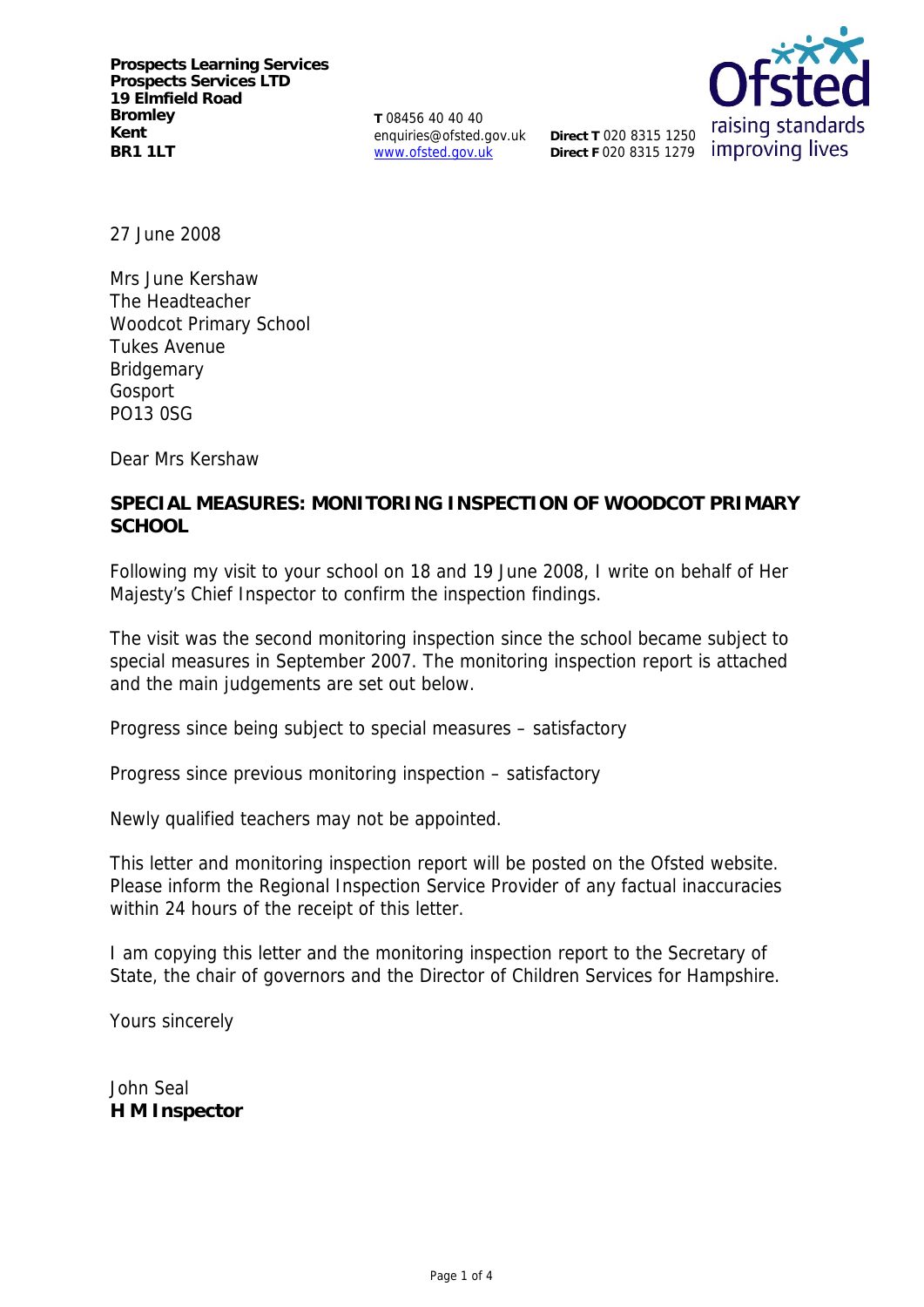**Prospects Learning Services**
**Prospects Services LTD**
**19 Elmfield Road**
**Bromley**
**Kent**
**BR1 1LT**

**T** 08456 40 40 40
enquiries@ofsted.gov.uk
www.ofsted.gov.uk

**Direct T** 020 8315 1250
**Direct F** 020 8315 1279

27 June 2008

Mrs June Kershaw
The Headteacher
Woodcot Primary School
Tukes Avenue
Bridgemary
Gosport
PO13 0SG

Dear Mrs Kershaw

**SPECIAL MEASURES: MONITORING INSPECTION OF WOODCOT PRIMARY SCHOOL**

Following my visit to your school on 18 and 19 June 2008, I write on behalf of Her Majesty's Chief Inspector to confirm the inspection findings.

The visit was the second monitoring inspection since the school became subject to special measures in September 2007. The monitoring inspection report is attached and the main judgements are set out below.

Progress since being subject to special measures – satisfactory

Progress since previous monitoring inspection – satisfactory

Newly qualified teachers may not be appointed.

This letter and monitoring inspection report will be posted on the Ofsted website. Please inform the Regional Inspection Service Provider of any factual inaccuracies within 24 hours of the receipt of this letter.

I am copying this letter and the monitoring inspection report to the Secretary of State, the chair of governors and the Director of Children Services for Hampshire.

Yours sincerely

John Seal
**H M Inspector**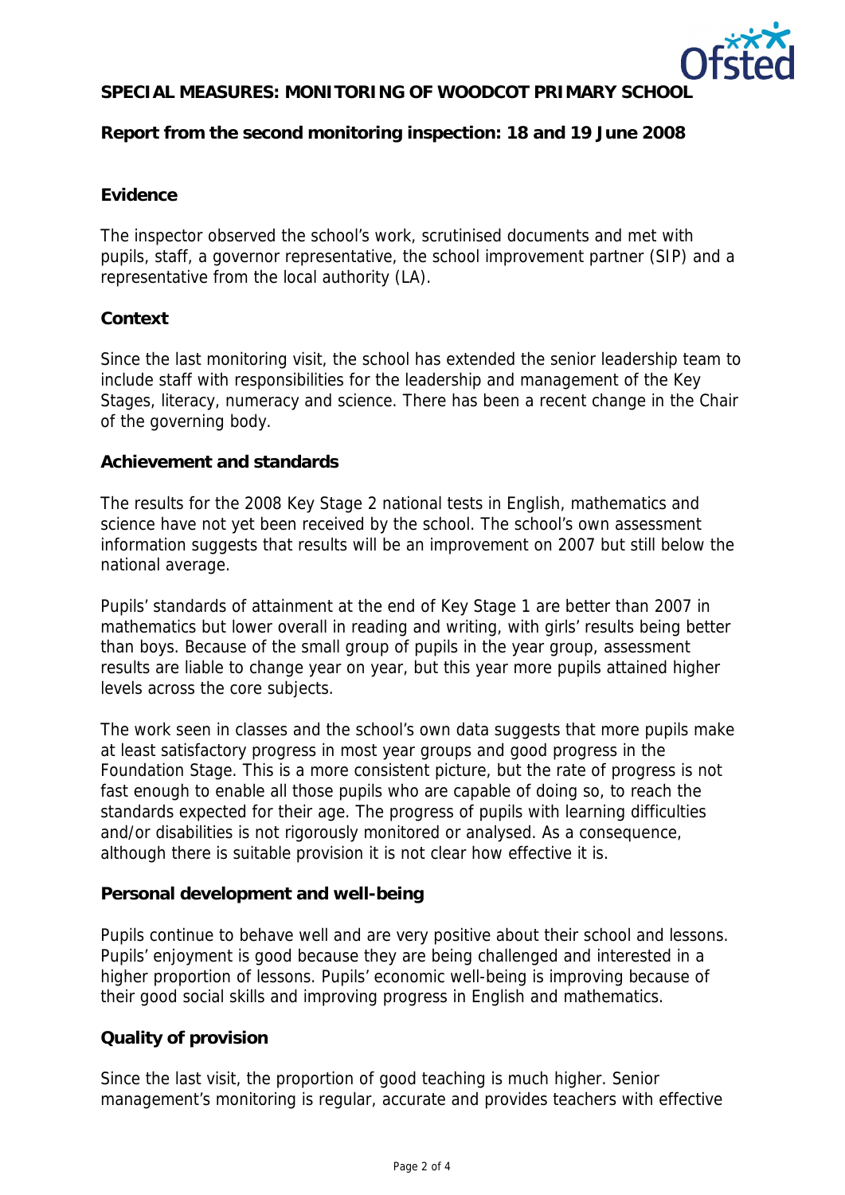**SPECIAL MEASURES: MONITORING OF WOODCOT PRIMARY SCHOOL**

**Report from the second monitoring inspection: 18 and 19 June 2008**

## Evidence

The inspector observed the school's work, scrutinised documents and met with pupils, staff, a governor representative, the school improvement partner (SIP) and a representative from the local authority (LA).

## Context

Since the last monitoring visit, the school has extended the senior leadership team to include staff with responsibilities for the leadership and management of the Key Stages, literacy, numeracy and science. There has been a recent change in the Chair of the governing body.

## Achievement and standards

The results for the 2008 Key Stage 2 national tests in English, mathematics and science have not yet been received by the school. The school's own assessment information suggests that results will be an improvement on 2007 but still below the national average.

Pupils' standards of attainment at the end of Key Stage 1 are better than 2007 in mathematics but lower overall in reading and writing, with girls' results being better than boys. Because of the small group of pupils in the year group, assessment results are liable to change year on year, but this year more pupils attained higher levels across the core subjects.

The work seen in classes and the school's own data suggests that more pupils make at least satisfactory progress in most year groups and good progress in the Foundation Stage. This is a more consistent picture, but the rate of progress is not fast enough to enable all those pupils who are capable of doing so, to reach the standards expected for their age. The progress of pupils with learning difficulties and/or disabilities is not rigorously monitored or analysed. As a consequence, although there is suitable provision it is not clear how effective it is.

## Personal development and well-being

Pupils continue to behave well and are very positive about their school and lessons. Pupils' enjoyment is good because they are being challenged and interested in a higher proportion of lessons. Pupils' economic well-being is improving because of their good social skills and improving progress in English and mathematics.

## Quality of provision

Since the last visit, the proportion of good teaching is much higher. Senior management's monitoring is regular, accurate and provides teachers with effective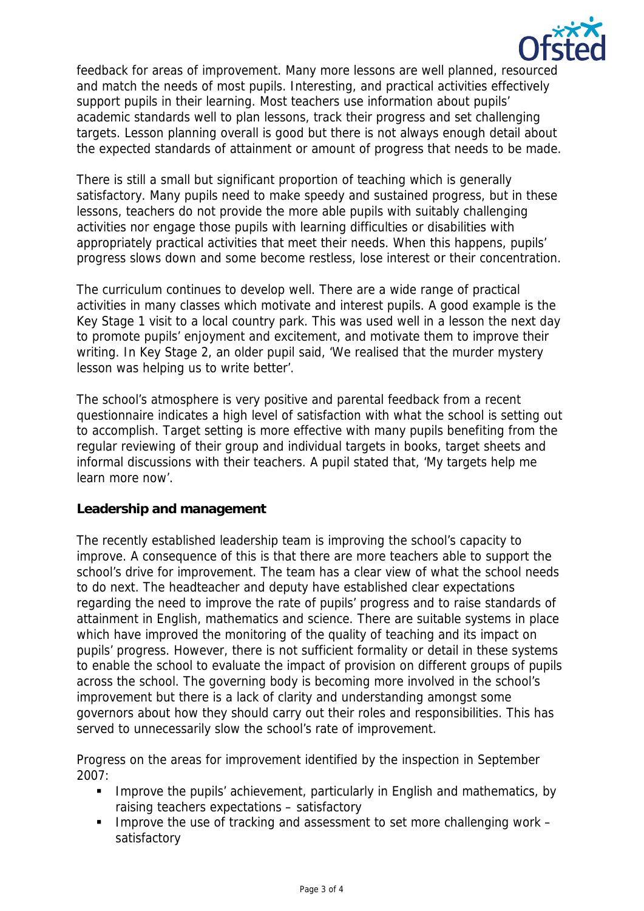feedback for areas of improvement. Many more lessons are well planned, resourced and match the needs of most pupils. Interesting, and practical activities effectively support pupils in their learning. Most teachers use information about pupils' academic standards well to plan lessons, track their progress and set challenging targets. Lesson planning overall is good but there is not always enough detail about the expected standards of attainment or amount of progress that needs to be made.

There is still a small but significant proportion of teaching which is generally satisfactory. Many pupils need to make speedy and sustained progress, but in these lessons, teachers do not provide the more able pupils with suitably challenging activities nor engage those pupils with learning difficulties or disabilities with appropriately practical activities that meet their needs. When this happens, pupils' progress slows down and some become restless, lose interest or their concentration.

The curriculum continues to develop well. There are a wide range of practical activities in many classes which motivate and interest pupils. A good example is the Key Stage 1 visit to a local country park. This was used well in a lesson the next day to promote pupils' enjoyment and excitement, and motivate them to improve their writing. In Key Stage 2, an older pupil said, 'We realised that the murder mystery lesson was helping us to write better'.

The school's atmosphere is very positive and parental feedback from a recent questionnaire indicates a high level of satisfaction with what the school is setting out to accomplish. Target setting is more effective with many pupils benefiting from the regular reviewing of their group and individual targets in books, target sheets and informal discussions with their teachers. A pupil stated that, 'My targets help me learn more now'.

**Leadership and management**

The recently established leadership team is improving the school's capacity to improve. A consequence of this is that there are more teachers able to support the school's drive for improvement. The team has a clear view of what the school needs to do next. The headteacher and deputy have established clear expectations regarding the need to improve the rate of pupils' progress and to raise standards of attainment in English, mathematics and science. There are suitable systems in place which have improved the monitoring of the quality of teaching and its impact on pupils' progress. However, there is not sufficient formality or detail in these systems to enable the school to evaluate the impact of provision on different groups of pupils across the school. The governing body is becoming more involved in the school's improvement but there is a lack of clarity and understanding amongst some governors about how they should carry out their roles and responsibilities. This has served to unnecessarily slow the school's rate of improvement.

Progress on the areas for improvement identified by the inspection in September 2007:

- Improve the pupils' achievement, particularly in English and mathematics, by raising teachers expectations – satisfactory
- Improve the use of tracking and assessment to set more challenging work – satisfactory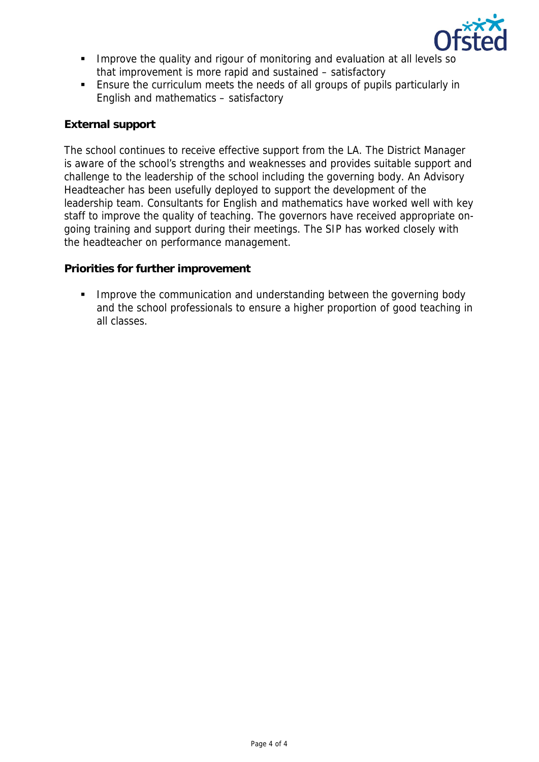- Improve the quality and rigour of monitoring and evaluation at all levels so that improvement is more rapid and sustained – satisfactory
- Ensure the curriculum meets the needs of all groups of pupils particularly in English and mathematics – satisfactory

**External support**

The school continues to receive effective support from the LA. The District Manager is aware of the school's strengths and weaknesses and provides suitable support and challenge to the leadership of the school including the governing body. An Advisory Headteacher has been usefully deployed to support the development of the leadership team. Consultants for English and mathematics have worked well with key staff to improve the quality of teaching. The governors have received appropriate on-going training and support during their meetings. The SIP has worked closely with the headteacher on performance management.

**Priorities for further improvement**

- Improve the communication and understanding between the governing body and the school professionals to ensure a higher proportion of good teaching in all classes.